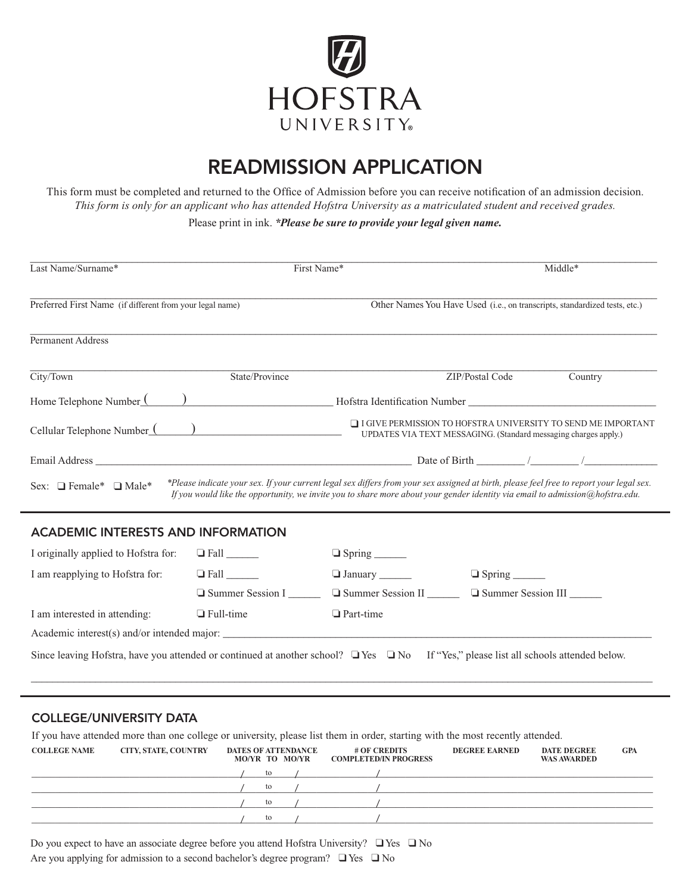HOFSTRA UNIVERSITY®

# READMISSION APPLICATION

This form must be completed and returned to the Office of Admission before you can receive notification of an admission decision.
*This form is only for an applicant who has attended Hofstra University as a matriculated student and received grades.*

Please print in ink. ***Please be sure to provide your legal given name.**

Last Name/Surname* ______________________ First Name* ______________________ Middle* ______________________

Preferred First Name (if different from your legal name) ______________________ Other Names You Have Used (i.e., on transcripts, standardized tests, etc.) ______________________

Permanent Address ______________________

City/Town ______________________ State/Province ______________________ ZIP/Postal Code ______________________ Country ______________________

Home Telephone Number ( ) ______________________ Hofstra Identification Number ______________________

Cellular Telephone Number ( ) ______________________

❑ I GIVE PERMISSION TO HOFSTRA UNIVERSITY TO SEND ME IMPORTANT UPDATES VIA TEXT MESSAGING. (Standard messaging charges apply.)

Email Address ______________________ Date of Birth ________ /________ /____________

Sex: ❑ Female* ❑ Male*

*\*Please indicate your sex. If your current legal sex differs from your sex assigned at birth, please feel free to report your legal sex. If you would like the opportunity, we invite you to share more about your gender identity via email to admission@hofstra.edu.*

## ACADEMIC INTERESTS AND INFORMATION

I originally applied to Hofstra for: ❑ Fall ______ ❑ Spring ______

I am reapplying to Hofstra for: ❑ Fall ______ ❑ January ______ ❑ Spring ______
❑ Summer Session I ______ ❑ Summer Session II ______ ❑ Summer Session III ______

I am interested in attending: ❑ Full-time ❑ Part-time

Academic interest(s) and/or intended major: ______________________

Since leaving Hofstra, have you attended or continued at another school? ❑ Yes ❑ No If "Yes," please list all schools attended below.

______________________

## COLLEGE/UNIVERSITY DATA

If you have attended more than one college or university, please list them in order, starting with the most recently attended.

| COLLEGE NAME | CITY, STATE, COUNTRY | DATES OF ATTENDANCE MO/YR TO MO/YR | # OF CREDITS COMPLETED/IN PROGRESS | DEGREE EARNED | DATE DEGREE WAS AWARDED | GPA |
|---|---|---|---|---|---|---|
| | | / to / | / | | | |
| | | / to / | / | | | |
| | | / to / | / | | | |
| | | / to / | / | | | |

Do you expect to have an associate degree before you attend Hofstra University? ❑ Yes ❑ No

Are you applying for admission to a second bachelor's degree program? ❑ Yes ❑ No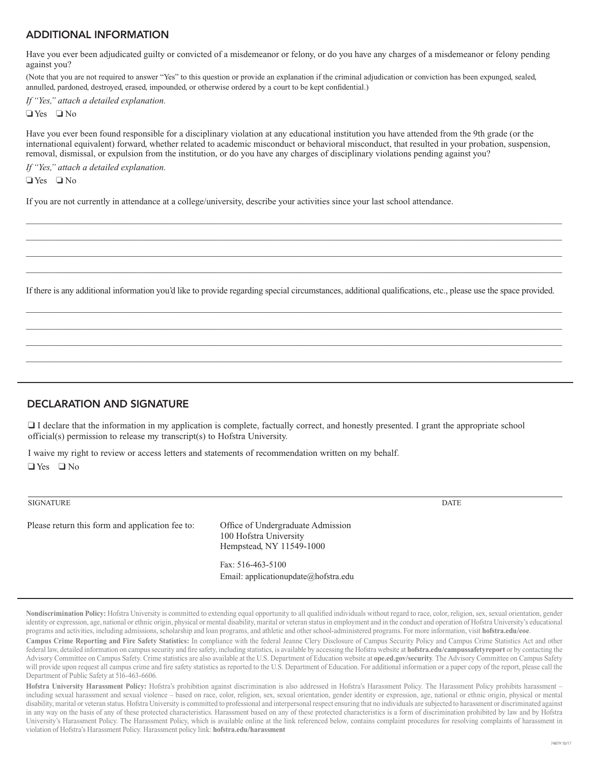## ADDITIONAL INFORMATION

Have you ever been adjudicated guilty or convicted of a misdemeanor or felony, or do you have any charges of a misdemeanor or felony pending against you?

(Note that you are not required to answer "Yes" to this question or provide an explanation if the criminal adjudication or conviction has been expunged, sealed, annulled, pardoned, destroyed, erased, impounded, or otherwise ordered by a court to be kept confidential.)

*If "Yes," attach a detailed explanation.*

❏ Yes ❏ No

Have you ever been found responsible for a disciplinary violation at any educational institution you have attended from the 9th grade (or the international equivalent) forward, whether related to academic misconduct or behavioral misconduct, that resulted in your probation, suspension, removal, dismissal, or expulsion from the institution, or do you have any charges of disciplinary violations pending against you?

*If "Yes," attach a detailed explanation.*

❏ Yes ❏ No

If you are not currently in attendance at a college/university, describe your activities since your last school attendance.

_______________________________________________________________________________

_______________________________________________________________________________

_______________________________________________________________________________

_______________________________________________________________________________

If there is any additional information you'd like to provide regarding special circumstances, additional qualifications, etc., please use the space provided.

_______________________________________________________________________________

_______________________________________________________________________________

_______________________________________________________________________________

_______________________________________________________________________________

## DECLARATION AND SIGNATURE

❏ I declare that the information in my application is complete, factually correct, and honestly presented. I grant the appropriate school official(s) permission to release my transcript(s) to Hofstra University.

I waive my right to review or access letters and statements of recommendation written on my behalf.

❏ Yes ❏ No

_______________________________________________________________________________

SIGNATURE DATE

Please return this form and application fee to:

Office of Undergraduate Admission
100 Hofstra University
Hempstead, NY 11549-1000

Fax: 516-463-5100
Email: applicationupdate@hofstra.edu

**Nondiscrimination Policy:** Hofstra University is committed to extending equal opportunity to all qualified individuals without regard to race, color, religion, sex, sexual orientation, gender identity or expression, age, national or ethnic origin, physical or mental disability, marital or veteran status in employment and in the conduct and operation of Hofstra University's educational programs and activities, including admissions, scholarship and loan programs, and athletic and other school-administered programs. For more information, visit **hofstra.edu/eoe**.

**Campus Crime Reporting and Fire Safety Statistics:** In compliance with the federal Jeanne Clery Disclosure of Campus Security Policy and Campus Crime Statistics Act and other federal law, detailed information on campus security and fire safety, including statistics, is available by accessing the Hofstra website at **hofstra.edu/campussafetyreport** or by contacting the Advisory Committee on Campus Safety. Crime statistics are also available at the U.S. Department of Education website at **ope.ed.gov/security**. The Advisory Committee on Campus Safety will provide upon request all campus crime and fire safety statistics as reported to the U.S. Department of Education. For additional information or a paper copy of the report, please call the Department of Public Safety at 516-463-6606.

**Hofstra University Harassment Policy:** Hofstra's prohibition against discrimination is also addressed in Hofstra's Harassment Policy. The Harassment Policy prohibits harassment – including sexual harassment and sexual violence – based on race, color, religion, sex, sexual orientation, gender identity or expression, age, national or ethnic origin, physical or mental disability, marital or veteran status. Hofstra University is committed to professional and interpersonal respect ensuring that no individuals are subjected to harassment or discriminated against in any way on the basis of any of these protected characteristics. Harassment based on any of these protected characteristics is a form of discrimination prohibited by law and by Hofstra University's Harassment Policy. The Harassment Policy, which is available online at the link referenced below, contains complaint procedures for resolving complaints of harassment in violation of Hofstra's Harassment Policy. Harassment policy link: **hofstra.edu/harassment**

74879:10/17